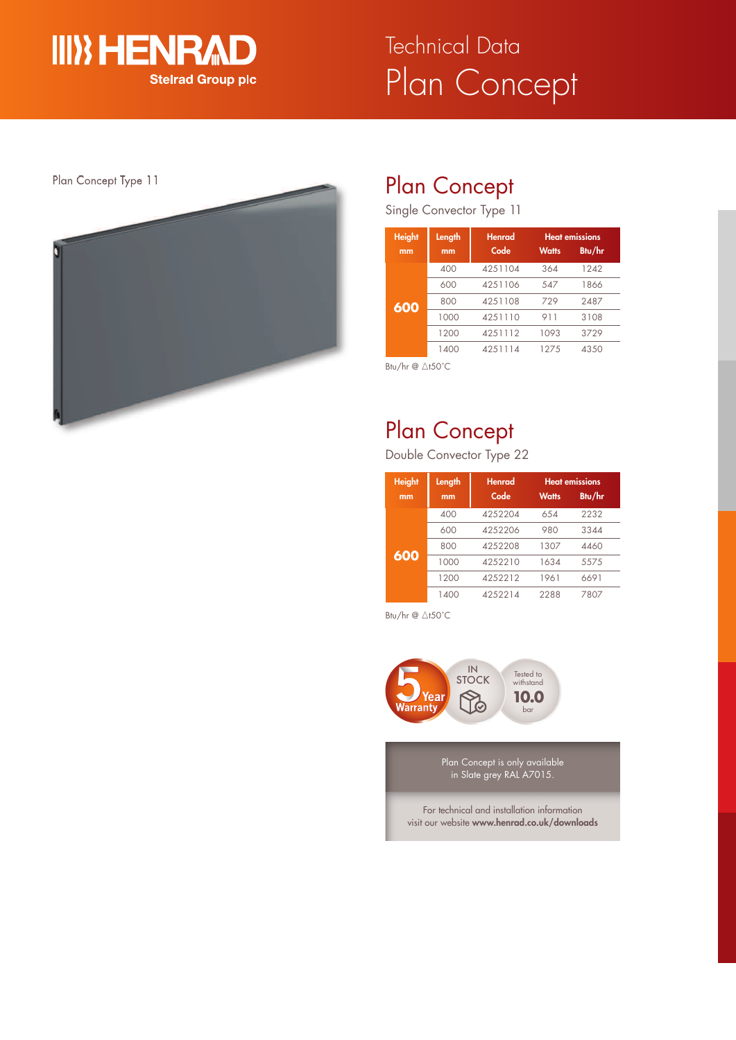# Technical Data
# Plan Concept

Plan Concept Type 11

## Plan Concept

Single Convector Type 11

| Height mm | Length mm | Henrad Code | Heat emissions Watts | Heat emissions Btu/hr |
|---|---|---|---|---|
| 600 | 400 | 4251104 | 364 | 1242 |
| | 600 | 4251106 | 547 | 1866 |
| | 800 | 4251108 | 729 | 2487 |
| | 1000 | 4251110 | 911 | 3108 |
| | 1200 | 4251112 | 1093 | 3729 |
| | 1400 | 4251114 | 1275 | 4350 |

Btu/hr @ △t50°C

## Plan Concept

Double Convector Type 22

| Height mm | Length mm | Henrad Code | Heat emissions Watts | Heat emissions Btu/hr |
|---|---|---|---|---|
| 600 | 400 | 4252204 | 654 | 2232 |
| | 600 | 4252206 | 980 | 3344 |
| | 800 | 4252208 | 1307 | 4460 |
| | 1000 | 4252210 | 1634 | 5575 |
| | 1200 | 4252212 | 1961 | 6691 |
| | 1400 | 4252214 | 2288 | 7807 |

Btu/hr @ △t50°C

5 Year Warranty

IN STOCK

Tested to withstand 10.0 bar

Plan Concept is only available in Slate grey RAL A7015.

For technical and installation information visit our website **www.henrad.co.uk/downloads**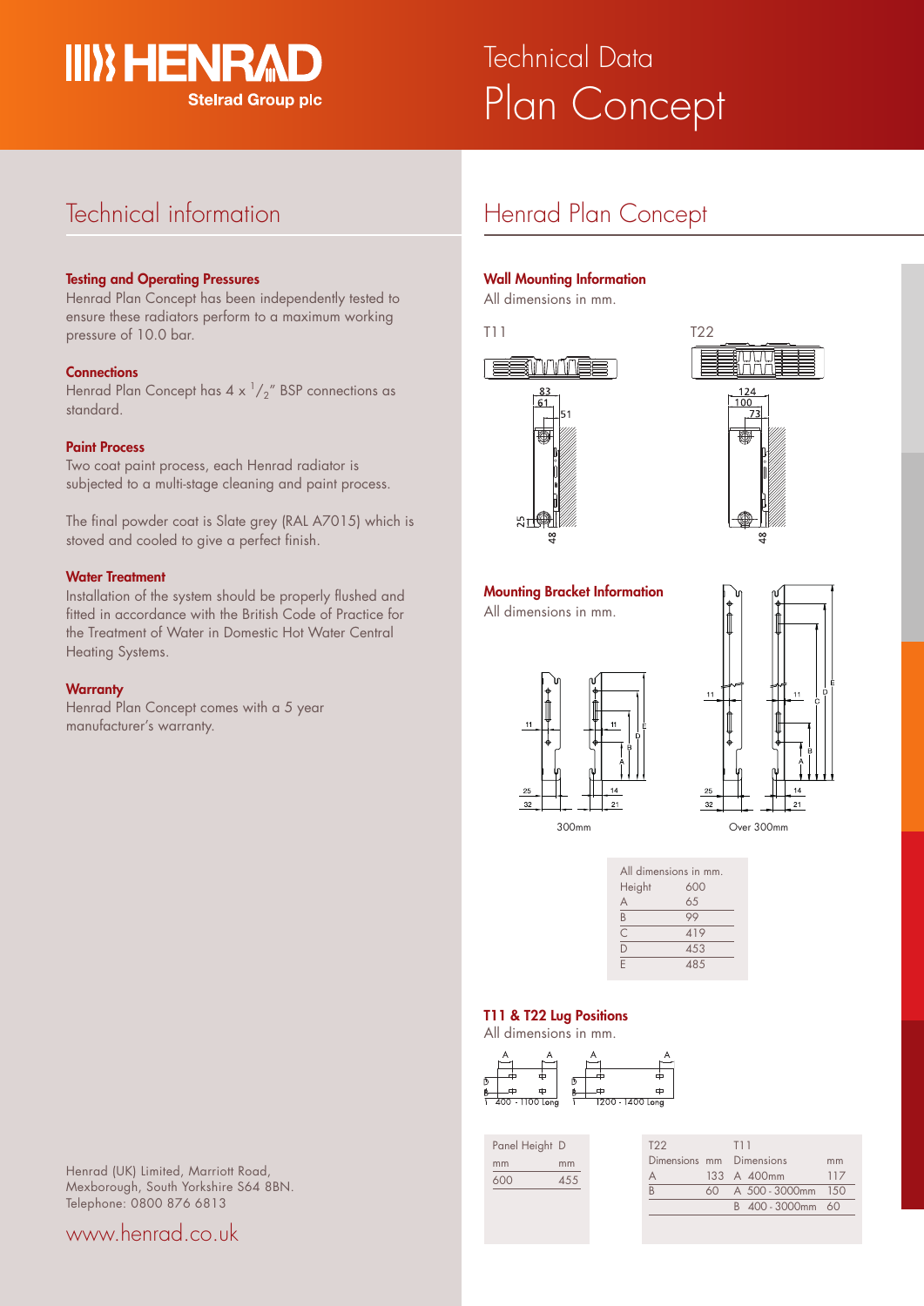# Technical Data
# Plan Concept

## Technical information

### Testing and Operating Pressures

Henrad Plan Concept has been independently tested to ensure these radiators perform to a maximum working pressure of 10.0 bar.

### Connections

Henrad Plan Concept has 4 x $^{1}/_{2}$" BSP connections as standard.

### Paint Process

Two coat paint process, each Henrad radiator is subjected to a multi-stage cleaning and paint process.

The final powder coat is Slate grey (RAL A7015) which is stoved and cooled to give a perfect finish.

### Water Treatment

Installation of the system should be properly flushed and fitted in accordance with the British Code of Practice for the Treatment of Water in Domestic Hot Water Central Heating Systems.

### Warranty

Henrad Plan Concept comes with a 5 year manufacturer's warranty.

Henrad (UK) Limited, Marriott Road,
Mexborough, South Yorkshire S64 8BN.
Telephone: 0800 876 6813

www.henrad.co.uk

## Henrad Plan Concept

### Wall Mounting Information

All dimensions in mm.

T11

83
61
51
25
48

T22

124
100
73
48

### Mounting Bracket Information

All dimensions in mm.

11
11
25
32
14
21
A
B
D
E

300mm

11
11
25
32
14
21
A
B
C
D
E

Over 300mm

| All dimensions in mm. | |
|---|---|
| Height | 600 |
| A | 65 |
| B | 99 |
| C | 419 |
| D | 453 |
| E | 485 |

### T11 & T22 Lug Positions

All dimensions in mm.

A A D B 400 - 1100 Long

A A D B 1200 - 1400 Long

| Panel Height mm | D mm |
|---|---|
| 600 | 455 |

| T22 Dimensions | mm | T11 Dimensions | mm |
|---|---|---|---|
| A | 133 | A 400mm | 117 |
| B | 60 | A 500 - 3000mm | 150 |
| | | B 400 - 3000mm | 60 |